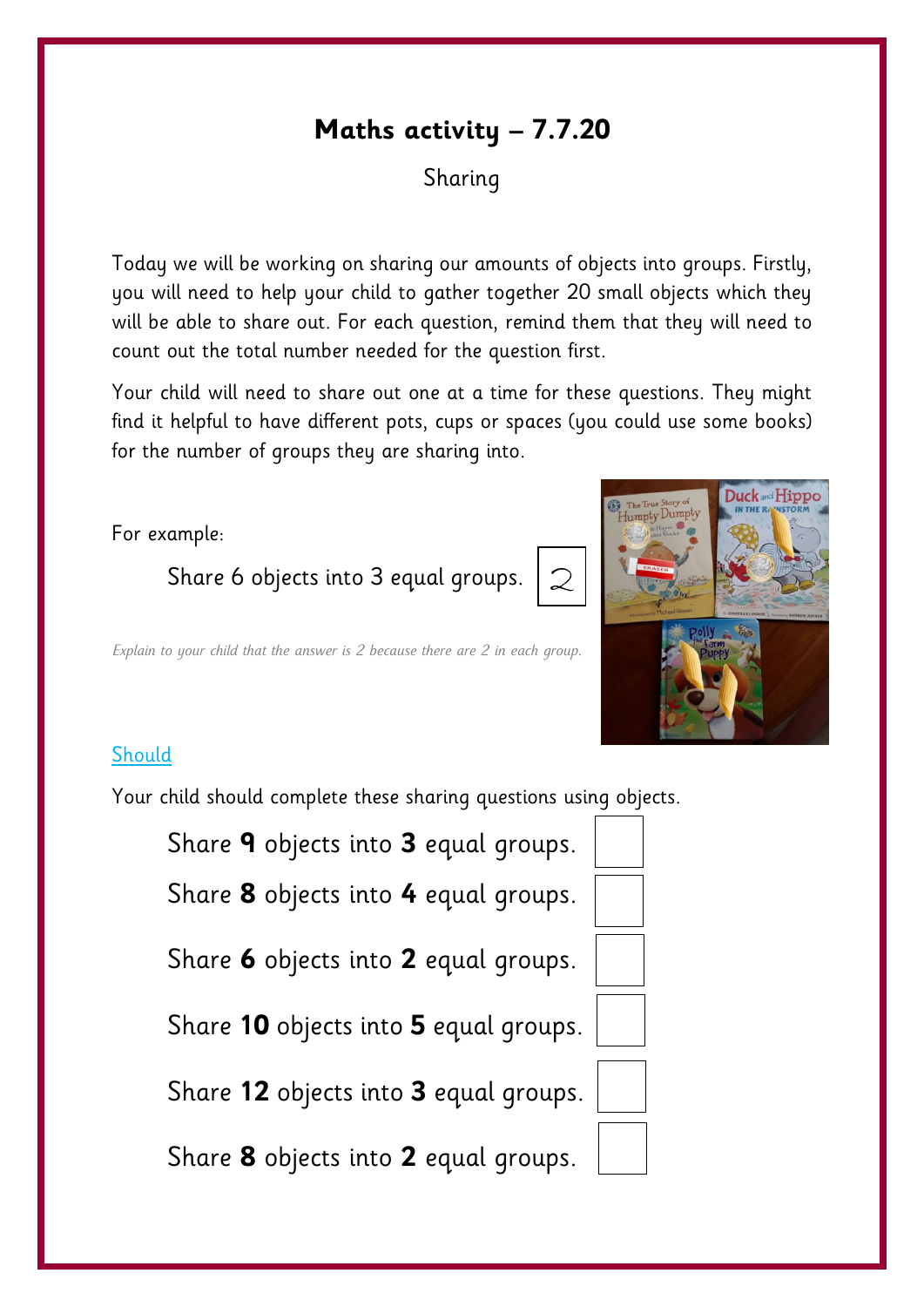# Maths activity – 7.7.20

Sharing

Today we will be working on sharing our amounts of objects into groups. Firstly, you will need to help your child to gather together 20 small objects which they will be able to share out. For each question, remind them that they will need to count out the total number needed for the question first.

Your child will need to share out one at a time for these questions. They might find it helpful to have different pots, cups or spaces (you could use some books) for the number of groups they are sharing into.

For example:

Share 6 objects into 3 equal groups. 2

*Explain to your child that the answer is 2 because there are 2 in each group.*

## Should

Your child should complete these sharing questions using objects.

Share **9** objects into **3** equal groups. ☐

Share **8** objects into **4** equal groups. ☐

Share **6** objects into **2** equal groups. ☐

Share **10** objects into **5** equal groups. ☐

Share **12** objects into **3** equal groups. ☐

Share **8** objects into **2** equal groups. ☐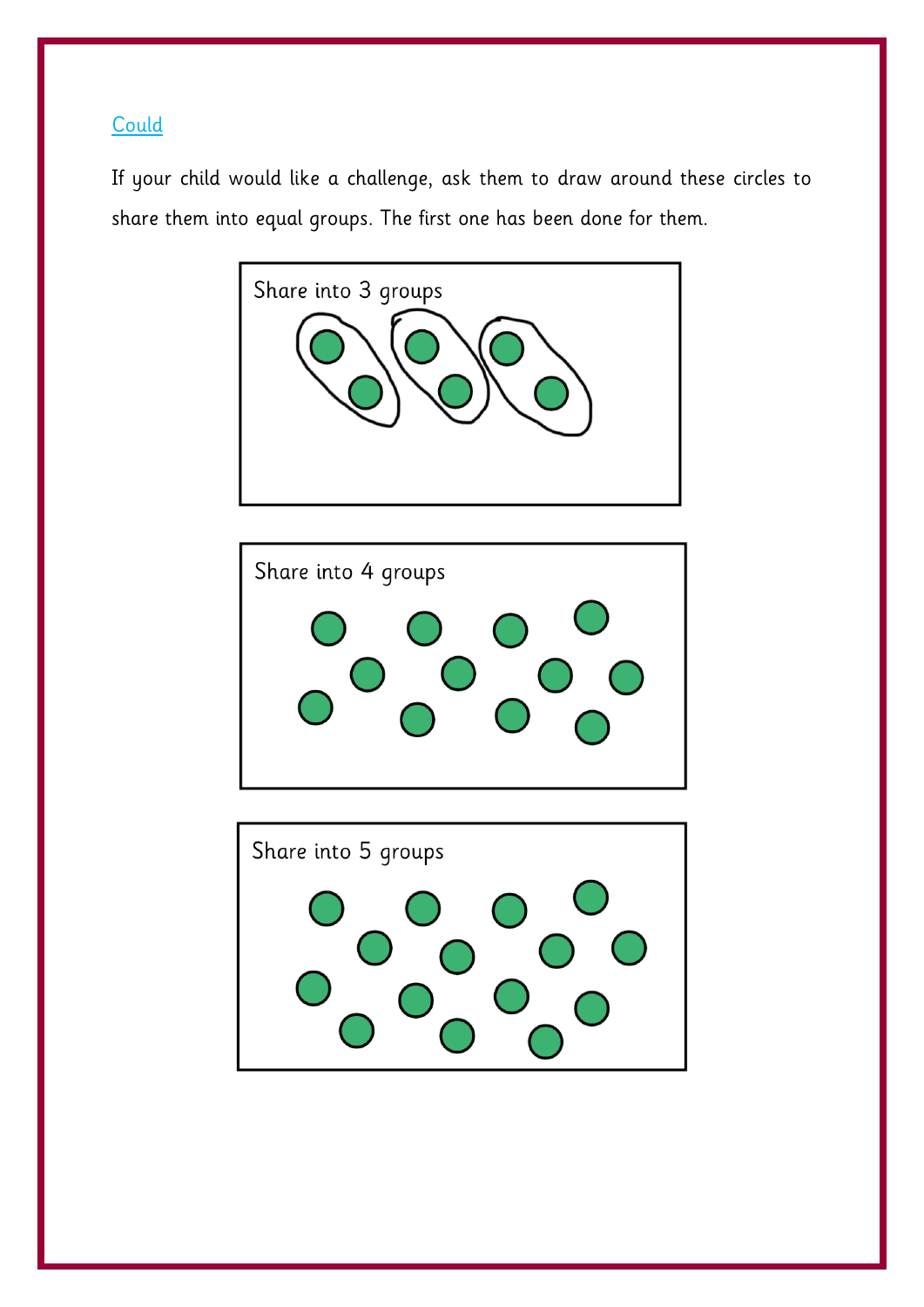Could

If your child would like a challenge, ask them to draw around these circles to share them into equal groups. The first one has been done for them.

Share into 3 groups

Share into 4 groups

Share into 5 groups